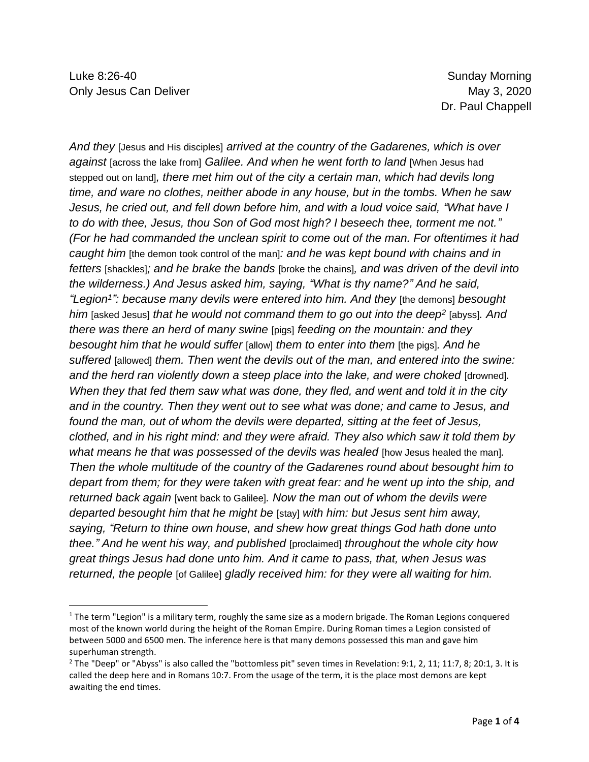Luke 8:26-40 Sunday Morning
Only Jesus Can Deliver May 3, 2020
Dr. Paul Chappell

*And they* [Jesus and His disciples] *arrived at the country of the Gadarenes, which is over against* [across the lake from] *Galilee. And when he went forth to land* [When Jesus had stepped out on land]*, there met him out of the city a certain man, which had devils long time, and ware no clothes, neither abode in any house, but in the tombs. When he saw Jesus, he cried out, and fell down before him, and with a loud voice said, "What have I to do with thee, Jesus, thou Son of God most high? I beseech thee, torment me not." (For he had commanded the unclean spirit to come out of the man. For oftentimes it had caught him* [the demon took control of the man]*: and he was kept bound with chains and in fetters* [shackles]*; and he brake the bands* [broke the chains]*, and was driven of the devil into the wilderness.) And Jesus asked him, saying, "What is thy name?" And he said, "Legion[1]": because many devils were entered into him. And they* [the demons] *besought him* [asked Jesus] *that he would not command them to go out into the deep[2]* [abyss]*. And there was there an herd of many swine* [pigs] *feeding on the mountain: and they besought him that he would suffer* [allow] *them to enter into them* [the pigs]*. And he suffered* [allowed] *them. Then went the devils out of the man, and entered into the swine: and the herd ran violently down a steep place into the lake, and were choked* [drowned]*. When they that fed them saw what was done, they fled, and went and told it in the city and in the country. Then they went out to see what was done; and came to Jesus, and found the man, out of whom the devils were departed, sitting at the feet of Jesus, clothed, and in his right mind: and they were afraid. They also which saw it told them by what means he that was possessed of the devils was healed* [how Jesus healed the man]*. Then the whole multitude of the country of the Gadarenes round about besought him to depart from them; for they were taken with great fear: and he went up into the ship, and returned back again* [went back to Galilee]*. Now the man out of whom the devils were departed besought him that he might be* [stay] *with him: but Jesus sent him away, saying, "Return to thine own house, and shew how great things God hath done unto thee." And he went his way, and published* [proclaimed] *throughout the whole city how great things Jesus had done unto him. And it came to pass, that, when Jesus was returned, the people* [of Galilee] *gladly received him: for they were all waiting for him.*

---

[1] The term "Legion" is a military term, roughly the same size as a modern brigade. The Roman Legions conquered most of the known world during the height of the Roman Empire. During Roman times a Legion consisted of between 5000 and 6500 men. The inference here is that many demons possessed this man and gave him superhuman strength.

[2] The "Deep" or "Abyss" is also called the "bottomless pit" seven times in Revelation: 9:1, 2, 11; 11:7, 8; 20:1, 3. It is called the deep here and in Romans 10:7. From the usage of the term, it is the place most demons are kept awaiting the end times.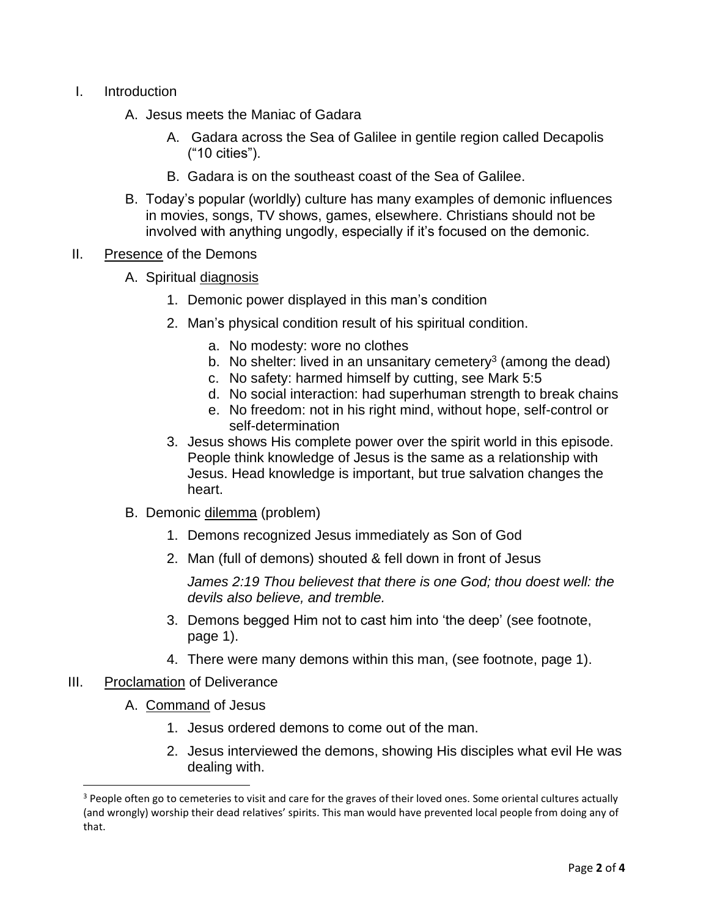I. Introduction

   A. Jesus meets the Maniac of Gadara

      A. Gadara across the Sea of Galilee in gentile region called Decapolis ("10 cities").

      B. Gadara is on the southeast coast of the Sea of Galilee.

   B. Today's popular (worldly) culture has many examples of demonic influences in movies, songs, TV shows, games, elsewhere. Christians should not be involved with anything ungodly, especially if it's focused on the demonic.

II. <u>Presence</u> of the Demons

   A. Spiritual <u>diagnosis</u>

      1. Demonic power displayed in this man's condition

      2. Man's physical condition result of his spiritual condition.

         a. No modesty: wore no clothes
         b. No shelter: lived in an unsanitary cemetery[3] (among the dead)
         c. No safety: harmed himself by cutting, see Mark 5:5
         d. No social interaction: had superhuman strength to break chains
         e. No freedom: not in his right mind, without hope, self-control or self-determination

      3. Jesus shows His complete power over the spirit world in this episode. People think knowledge of Jesus is the same as a relationship with Jesus. Head knowledge is important, but true salvation changes the heart.

   B. Demonic <u>dilemma</u> (problem)

      1. Demons recognized Jesus immediately as Son of God

      2. Man (full of demons) shouted & fell down in front of Jesus

         *James 2:19 Thou believest that there is one God; thou doest well: the devils also believe, and tremble.*

      3. Demons begged Him not to cast him into 'the deep' (see footnote, page 1).

      4. There were many demons within this man, (see footnote, page 1).

III. <u>Proclamation</u> of Deliverance

   A. <u>Command</u> of Jesus

      1. Jesus ordered demons to come out of the man.

      2. Jesus interviewed the demons, showing His disciples what evil He was dealing with.

---

[3] People often go to cemeteries to visit and care for the graves of their loved ones. Some oriental cultures actually (and wrongly) worship their dead relatives' spirits. This man would have prevented local people from doing any of that.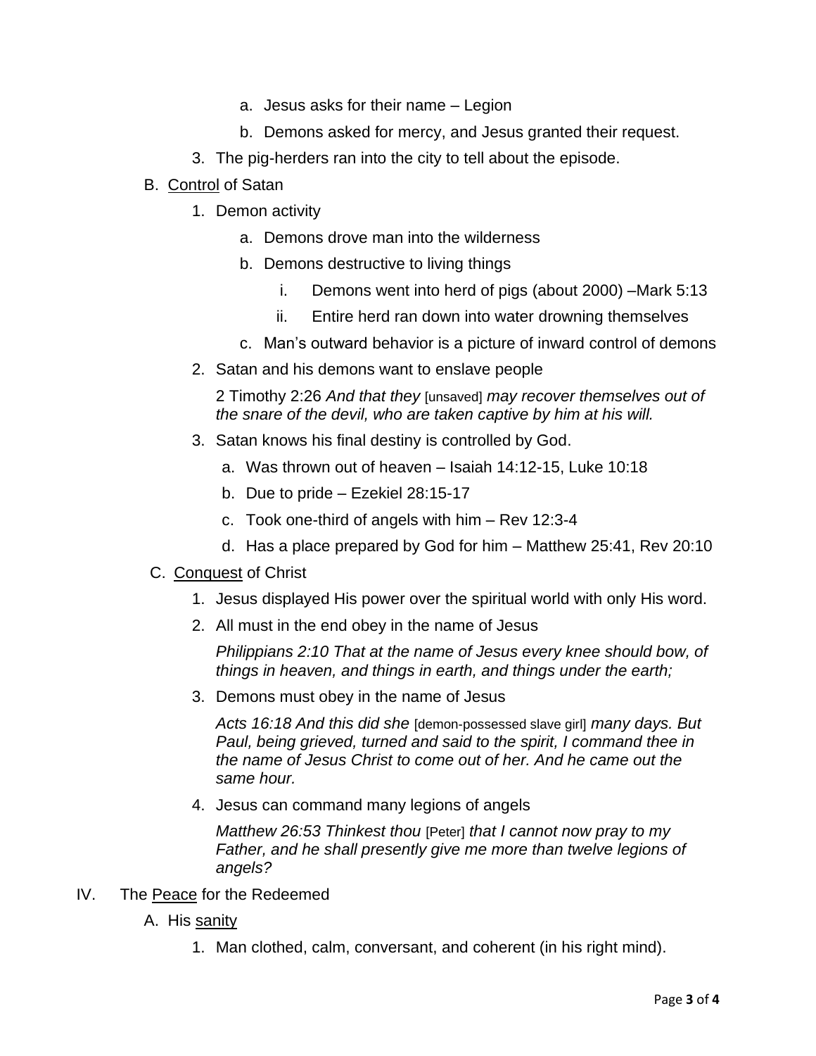- a. Jesus asks for their name – Legion
  - b. Demons asked for mercy, and Jesus granted their request.
3. The pig-herders ran into the city to tell about the episode.

B. <u>Control</u> of Satan

1. Demon activity
   - a. Demons drove man into the wilderness
   - b. Demons destructive to living things
     - i. Demons went into herd of pigs (about 2000) –Mark 5:13
     - ii. Entire herd ran down into water drowning themselves
   - c. Man's outward behavior is a picture of inward control of demons
2. Satan and his demons want to enslave people

   2 Timothy 2:26 *And that they* [unsaved] *may recover themselves out of the snare of the devil, who are taken captive by him at his will.*

3. Satan knows his final destiny is controlled by God.
   - a. Was thrown out of heaven – Isaiah 14:12-15, Luke 10:18
   - b. Due to pride – Ezekiel 28:15-17
   - c. Took one-third of angels with him – Rev 12:3-4
   - d. Has a place prepared by God for him – Matthew 25:41, Rev 20:10

C. <u>Conquest</u> of Christ

1. Jesus displayed His power over the spiritual world with only His word.
2. All must in the end obey in the name of Jesus

   *Philippians 2:10 That at the name of Jesus every knee should bow, of things in heaven, and things in earth, and things under the earth;*

3. Demons must obey in the name of Jesus

   *Acts 16:18 And this did she* [demon-possessed slave girl] *many days. But Paul, being grieved, turned and said to the spirit, I command thee in the name of Jesus Christ to come out of her. And he came out the same hour.*

4. Jesus can command many legions of angels

   *Matthew 26:53 Thinkest thou* [Peter] *that I cannot now pray to my Father, and he shall presently give me more than twelve legions of angels?*

IV. The <u>Peace</u> for the Redeemed

A. His <u>sanity</u>

1. Man clothed, calm, conversant, and coherent (in his right mind).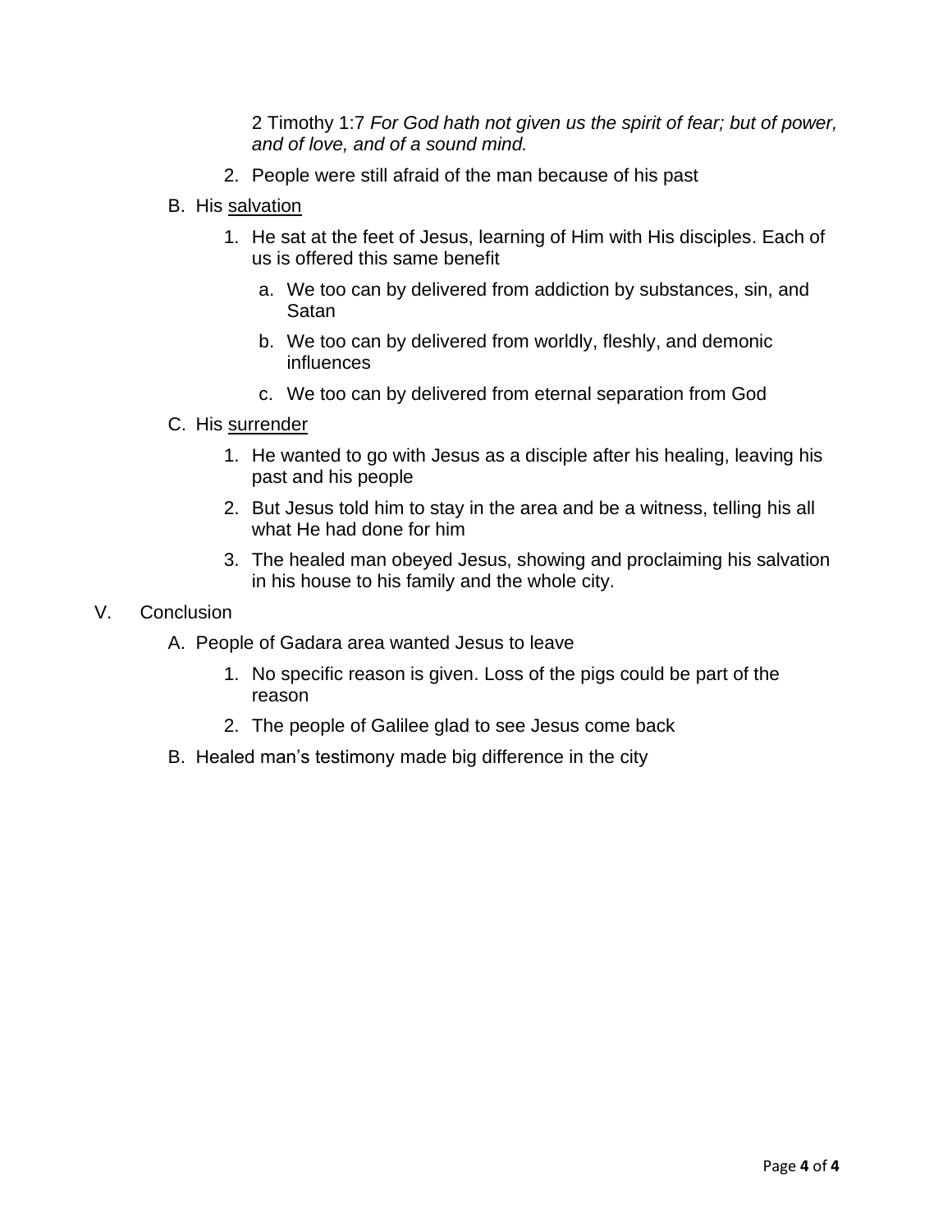2 Timothy 1:7 *For God hath not given us the spirit of fear; but of power, and of love, and of a sound mind.*

2. People were still afraid of the man because of his past

B. His <u>salvation</u>

1. He sat at the feet of Jesus, learning of Him with His disciples. Each of us is offered this same benefit
    a. We too can by delivered from addiction by substances, sin, and Satan
    b. We too can by delivered from worldly, fleshly, and demonic influences
    c. We too can by delivered from eternal separation from God

C. His <u>surrender</u>

1. He wanted to go with Jesus as a disciple after his healing, leaving his past and his people
2. But Jesus told him to stay in the area and be a witness, telling his all what He had done for him
3. The healed man obeyed Jesus, showing and proclaiming his salvation in his house to his family and the whole city.

V. Conclusion

A. People of Gadara area wanted Jesus to leave

1. No specific reason is given. Loss of the pigs could be part of the reason
2. The people of Galilee glad to see Jesus come back

B. Healed man's testimony made big difference in the city